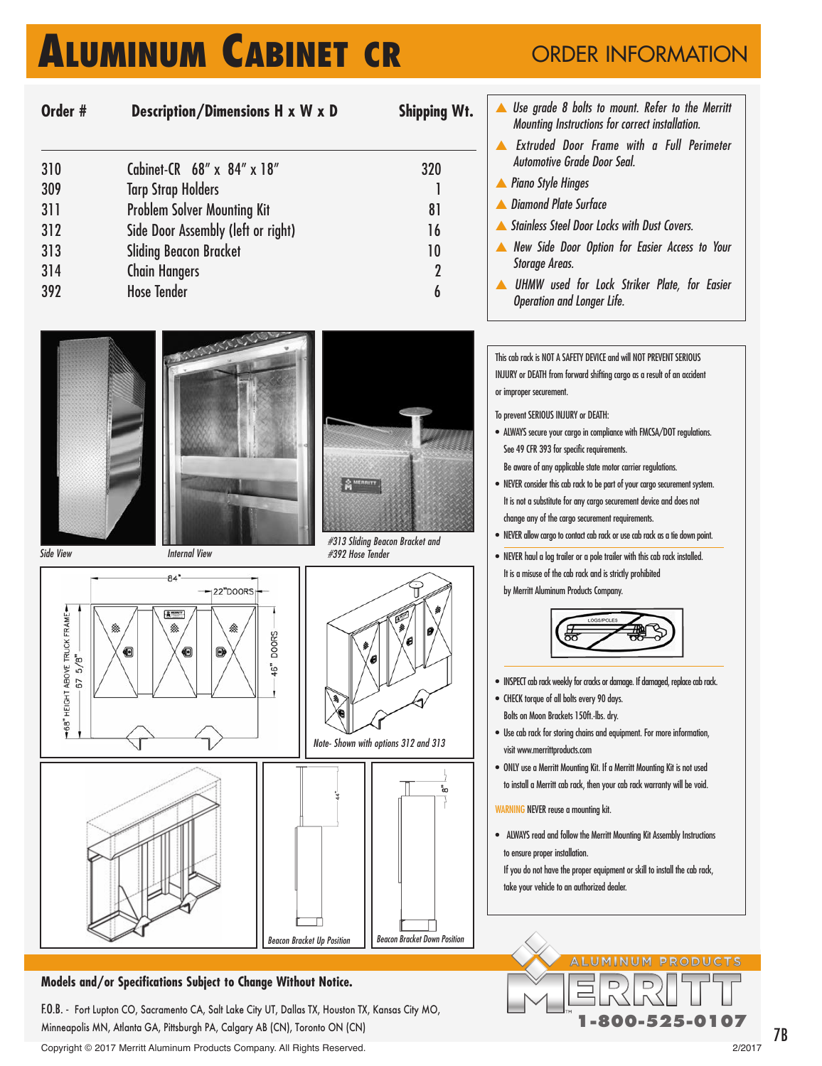# ALUMINUM CABINET CR

## ORDER INFORMATION

| Order # | Description/Dimensions H x W x D | Shipping Wt. |
|---|---|---|
| 310 | Cabinet-CR 68" x 84" x 18" | 320 |
| 309 | Tarp Strap Holders | 1 |
| 311 | Problem Solver Mounting Kit | 81 |
| 312 | Side Door Assembly (left or right) | 16 |
| 313 | Sliding Beacon Bracket | 10 |
| 314 | Chain Hangers | 2 |
| 392 | Hose Tender | 6 |

- *Use grade 8 bolts to mount. Refer to the Merritt Mounting Instructions for correct installation.*
- *Extruded Door Frame with a Full Perimeter Automotive Grade Door Seal.*
- *Piano Style Hinges*
- *Diamond Plate Surface*
- *Stainless Steel Door Locks with Dust Covers.*
- *New Side Door Option for Easier Access to Your Storage Areas.*
- *UHMW used for Lock Striker Plate, for Easier Operation and Longer Life.*

*Side View*

*Internal View*

*#313 Sliding Beacon Bracket and #392 Hose Tender*

*Note- Shown with options 312 and 313*

*Beacon Bracket Up Position*

*Beacon Bracket Down Position*

This cab rack is NOT A SAFETY DEVICE and will NOT PREVENT SERIOUS INJURY or DEATH from forward shifting cargo as a result of an accident or improper securement.

To prevent SERIOUS INJURY or DEATH:

- ALWAYS secure your cargo in compliance with FMCSA/DOT regulations. See 49 CFR 393 for specific requirements. Be aware of any applicable state motor carrier regulations.
- NEVER consider this cab rack to be part of your cargo securement system. It is not a substitute for any cargo securement device and does not change any of the cargo securement requirements.
- NEVER allow cargo to contact cab rack or use cab rack as a tie down point.
- NEVER haul a log trailer or a pole trailer with this cab rack installed. It is a misuse of the cab rack and is strictly prohibited by Merritt Aluminum Products Company.
- INSPECT cab rack weekly for cracks or damage. If damaged, replace cab rack.
- CHECK torque of all bolts every 90 days. Bolts on Moon Brackets 150ft.-lbs. dry.
- Use cab rack for storing chains and equipment. For more information, visit www.merrittproducts.com
- ONLY use a Merritt Mounting Kit. If a Merritt Mounting Kit is not used to install a Merritt cab rack, then your cab rack warranty will be void.

WARNING NEVER reuse a mounting kit.

- ALWAYS read and follow the Merritt Mounting Kit Assembly Instructions to ensure proper installation. If you do not have the proper equipment or skill to install the cab rack, take your vehicle to an authorized dealer.

**Models and/or Specifications Subject to Change Without Notice.**

F.O.B. - Fort Lupton CO, Sacramento CA, Salt Lake City UT, Dallas TX, Houston TX, Kansas City MO, Minneapolis MN, Atlanta GA, Pittsburgh PA, Calgary AB (CN), Toronto ON (CN)

MERRITT ALUMINUM PRODUCTS 1-800-525-0107

Copyright © 2017 Merritt Aluminum Products Company. All Rights Reserved. 2/2017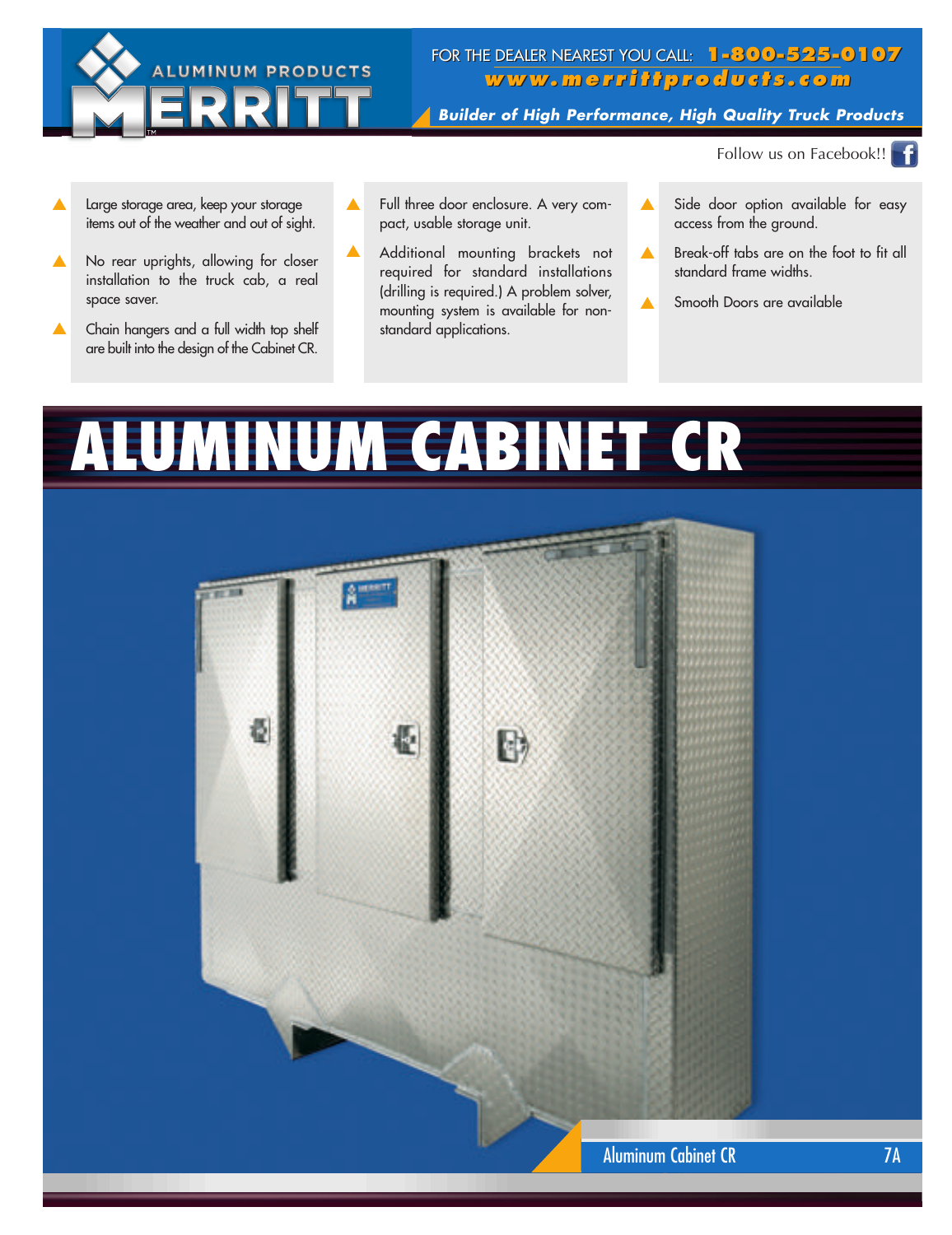ALUMINUM PRODUCTS

MERRITT

FOR THE DEALER NEAREST YOU CALL: **1-800-525-0107**

***www.merrittproducts.com***

***Builder of High Performance, High Quality Truck Products***

Follow us on Facebook!!

- Large storage area, keep your storage items out of the weather and out of sight.
- No rear uprights, allowing for closer installation to the truck cab, a real space saver.
- Chain hangers and a full width top shelf are built into the design of the Cabinet CR.
- Full three door enclosure. A very compact, usable storage unit.
- Additional mounting brackets not required for standard installations (drilling is required.) A problem solver, mounting system is available for non-standard applications.
- Side door option available for easy access from the ground.
- Break-off tabs are on the foot to fit all standard frame widths.
- Smooth Doors are available

# ALUMINUM CABINET CR

Aluminum Cabinet CR